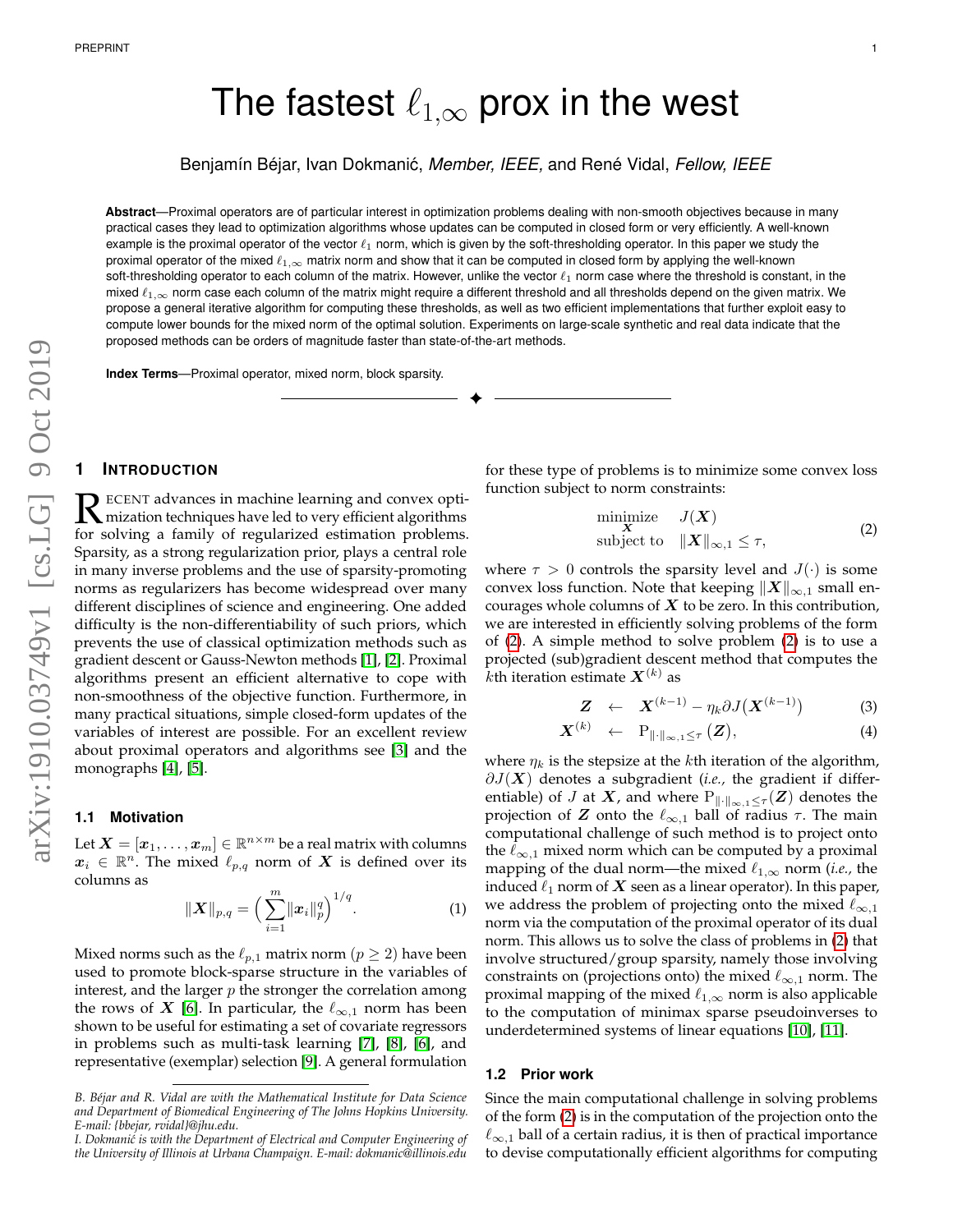# The fastest $\ell_{1,\infty}$ prox in the west

Benjamín Béjar, Ivan Dokmanić, *Member, IEEE,* and René Vidal, *Fellow, IEEE*

**Abstract**—Proximal operators are of particular interest in optimization problems dealing with non-smooth objectives because in many practical cases they lead to optimization algorithms whose updates can be computed in closed form or very efficiently. A well-known example is the proximal operator of the vector $\ell_1$ norm, which is given by the soft-thresholding operator. In this paper we study the proximal operator of the mixed $\ell_{1,\infty}$ matrix norm and show that it can be computed in closed form by applying the well-known soft-thresholding operator to each column of the matrix. However, unlike the vector $\ell_1$ norm case where the threshold is constant, in the mixed $\ell_{1,\infty}$ norm case each column of the matrix might require a different threshold and all thresholds depend on the given matrix. We propose a general iterative algorithm for computing these thresholds, as well as two efficient implementations that further exploit easy to compute lower bounds for the mixed norm of the optimal solution. Experiments on large-scale synthetic and real data indicate that the proposed methods can be orders of magnitude faster than state-of-the-art methods.

**Index Terms**—Proximal operator, mixed norm, block sparsity.

## 1 Introduction

Recent advances in machine learning and convex optimization techniques have led to very efficient algorithms for solving a family of regularized estimation problems. Sparsity, as a strong regularization prior, plays a central role in many inverse problems and the use of sparsity-promoting norms as regularizers has become widespread over many different disciplines of science and engineering. One added difficulty is the non-differentiability of such priors, which prevents the use of classical optimization methods such as gradient descent or Gauss-Newton methods [1], [2]. Proximal algorithms present an efficient alternative to cope with non-smoothness of the objective function. Furthermore, in many practical situations, simple closed-form updates of the variables of interest are possible. For an excellent review about proximal operators and algorithms see [3] and the monographs [4], [5].

### 1.1 Motivation

Let $\boldsymbol{X} = [\boldsymbol{x}_1, \ldots, \boldsymbol{x}_m] \in \mathbb{R}^{n\times m}$ be a real matrix with columns $\boldsymbol{x}_i \in \mathbb{R}^n$. The mixed $\ell_{p,q}$ norm of $\boldsymbol{X}$ is defined over its columns as

$$\|\boldsymbol{X}\|_{p,q} = \Big(\sum_{i=1}^{m} \|\boldsymbol{x}_i\|_p^q\Big)^{1/q}. \tag{1}$$

Mixed norms such as the $\ell_{p,1}$ matrix norm ($p \geq 2$) have been used to promote block-sparse structure in the variables of interest, and the larger $p$ the stronger the correlation among the rows of $\boldsymbol{X}$ [6]. In particular, the $\ell_{\infty,1}$ norm has been shown to be useful for estimating a set of covariate regressors in problems such as multi-task learning [7], [8], [6], and representative (exemplar) selection [9]. A general formulation for these type of problems is to minimize some convex loss function subject to norm constraints:

$$\begin{array}{ll} \underset{\boldsymbol{X}}{\text{minimize}} & J(\boldsymbol{X}) \\ \text{subject to} & \|\boldsymbol{X}\|_{\infty,1} \leq \tau, \end{array} \tag{2}$$

where $\tau > 0$ controls the sparsity level and $J(\cdot)$ is some convex loss function. Note that keeping $\|\boldsymbol{X}\|_{\infty,1}$ small encourages whole columns of $\boldsymbol{X}$ to be zero. In this contribution, we are interested in efficiently solving problems of the form of (2). A simple method to solve problem (2) is to use a projected (sub)gradient descent method that computes the $k$th iteration estimate $\boldsymbol{X}^{(k)}$ as

$$\boldsymbol{Z} \leftarrow \boldsymbol{X}^{(k-1)} - \eta_k \partial J\big(\boldsymbol{X}^{(k-1)}\big) \tag{3}$$

$$\boldsymbol{X}^{(k)} \leftarrow \mathrm{P}_{\|\cdot\|_{\infty,1}\leq\tau}\left(\boldsymbol{Z}\right), \tag{4}$$

where $\eta_k$ is the stepsize at the $k$th iteration of the algorithm, $\partial J(\boldsymbol{X})$ denotes a subgradient (*i.e.,* the gradient if differentiable) of $J$ at $\boldsymbol{X}$, and where $\mathrm{P}_{\|\cdot\|_{\infty,1}\leq\tau}(\boldsymbol{Z})$ denotes the projection of $\boldsymbol{Z}$ onto the $\ell_{\infty,1}$ ball of radius $\tau$. The main computational challenge of such method is to project onto the $\ell_{\infty,1}$ mixed norm which can be computed by a proximal mapping of the dual norm—the mixed $\ell_{1,\infty}$ norm (*i.e.,* the induced $\ell_1$ norm of $\boldsymbol{X}$ seen as a linear operator). In this paper, we address the problem of projecting onto the mixed $\ell_{\infty,1}$ norm via the computation of the proximal operator of its dual norm. This allows us to solve the class of problems in (2) that involve structured/group sparsity, namely those involving constraints on (projections onto) the mixed $\ell_{\infty,1}$ norm. The proximal mapping of the mixed $\ell_{1,\infty}$ norm is also applicable to the computation of minimax sparse pseudoinverses to underdetermined systems of linear equations [10], [11].

### 1.2 Prior work

Since the main computational challenge in solving problems of the form (2) is in the computation of the projection onto the $\ell_{\infty,1}$ ball of a certain radius, it is then of practical importance to devise computationally efficient algorithms for computing

---

*B. Béjar and R. Vidal are with the Mathematical Institute for Data Science and Department of Biomedical Engineering of The Johns Hopkins University. E-mail: {bbejar, rvidal}@jhu.edu.*

*I. Dokmanić is with the Department of Electrical and Computer Engineering of the University of Illinois at Urbana Champaign. E-mail: dokmanic@illinois.edu*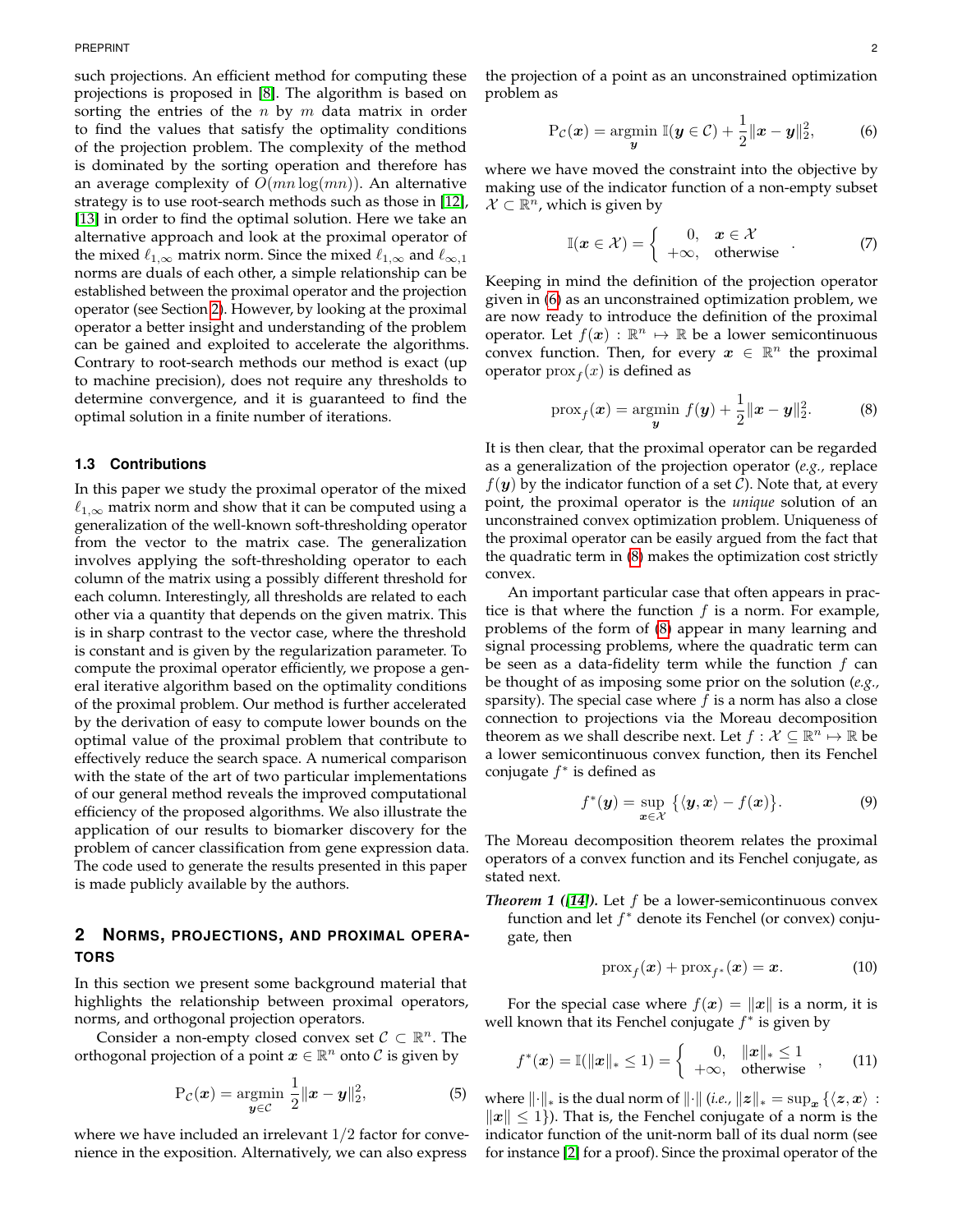such projections. An efficient method for computing these projections is proposed in [8]. The algorithm is based on sorting the entries of the $n$ by $m$ data matrix in order to find the values that satisfy the optimality conditions of the projection problem. The complexity of the method is dominated by the sorting operation and therefore has an average complexity of $O(mn \log(mn))$. An alternative strategy is to use root-search methods such as those in [12], [13] in order to find the optimal solution. Here we take an alternative approach and look at the proximal operator of the mixed $\ell_{1,\infty}$ matrix norm. Since the mixed $\ell_{1,\infty}$ and $\ell_{\infty,1}$ norms are duals of each other, a simple relationship can be established between the proximal operator and the projection operator (see Section 2). However, by looking at the proximal operator a better insight and understanding of the problem can be gained and exploited to accelerate the algorithms. Contrary to root-search methods our method is exact (up to machine precision), does not require any thresholds to determine convergence, and it is guaranteed to find the optimal solution in a finite number of iterations.

### 1.3 Contributions

In this paper we study the proximal operator of the mixed $\ell_{1,\infty}$ matrix norm and show that it can be computed using a generalization of the well-known soft-thresholding operator from the vector to the matrix case. The generalization involves applying the soft-thresholding operator to each column of the matrix using a possibly different threshold for each column. Interestingly, all thresholds are related to each other via a quantity that depends on the given matrix. This is in sharp contrast to the vector case, where the threshold is constant and is given by the regularization parameter. To compute the proximal operator efficiently, we propose a general iterative algorithm based on the optimality conditions of the proximal problem. Our method is further accelerated by the derivation of easy to compute lower bounds on the optimal value of the proximal problem that contribute to effectively reduce the search space. A numerical comparison with the state of the art of two particular implementations of our general method reveals the improved computational efficiency of the proposed algorithms. We also illustrate the application of our results to biomarker discovery for the problem of cancer classification from gene expression data. The code used to generate the results presented in this paper is made publicly available by the authors.

## 2 Norms, Projections, and Proximal Operators

In this section we present some background material that highlights the relationship between proximal operators, norms, and orthogonal projection operators.

Consider a non-empty closed convex set $\mathcal{C} \subset \mathbb{R}^n$. The orthogonal projection of a point $\boldsymbol{x} \in \mathbb{R}^n$ onto $\mathcal{C}$ is given by

$$\mathrm{P}_{\mathcal{C}}(\boldsymbol{x}) = \underset{\boldsymbol{y} \in \mathcal{C}}{\operatorname{argmin}} \ \frac{1}{2}\|\boldsymbol{x} - \boldsymbol{y}\|_2^2, \tag{5}$$

where we have included an irrelevant $1/2$ factor for convenience in the exposition. Alternatively, we can also express the projection of a point as an unconstrained optimization problem as

$$\mathrm{P}_{\mathcal{C}}(\boldsymbol{x}) = \underset{\boldsymbol{y}}{\operatorname{argmin}} \ \mathbb{I}(\boldsymbol{y} \in \mathcal{C}) + \frac{1}{2}\|\boldsymbol{x} - \boldsymbol{y}\|_2^2, \tag{6}$$

where we have moved the constraint into the objective by making use of the indicator function of a non-empty subset $\mathcal{X} \subset \mathbb{R}^n$, which is given by

$$\mathbb{I}(\boldsymbol{x} \in \mathcal{X}) = \begin{cases} 0, & \boldsymbol{x} \in \mathcal{X} \\ +\infty, & \text{otherwise} \end{cases}. \tag{7}$$

Keeping in mind the definition of the projection operator given in (6) as an unconstrained optimization problem, we are now ready to introduce the definition of the proximal operator. Let $f(\boldsymbol{x}) : \mathbb{R}^n \mapsto \mathbb{R}$ be a lower semicontinuous convex function. Then, for every $\boldsymbol{x} \in \mathbb{R}^n$ the proximal operator $\operatorname{prox}_f(x)$ is defined as

$$\operatorname{prox}_f(\boldsymbol{x}) = \underset{\boldsymbol{y}}{\operatorname{argmin}} \ f(\boldsymbol{y}) + \frac{1}{2}\|\boldsymbol{x} - \boldsymbol{y}\|_2^2. \tag{8}$$

It is then clear, that the proximal operator can be regarded as a generalization of the projection operator (*e.g.,* replace $f(\boldsymbol{y})$ by the indicator function of a set $\mathcal{C}$). Note that, at every point, the proximal operator is the *unique* solution of an unconstrained convex optimization problem. Uniqueness of the proximal operator can be easily argued from the fact that the quadratic term in (8) makes the optimization cost strictly convex.

An important particular case that often appears in practice is that where the function $f$ is a norm. For example, problems of the form of (8) appear in many learning and signal processing problems, where the quadratic term can be seen as a data-fidelity term while the function $f$ can be thought of as imposing some prior on the solution (*e.g.,* sparsity). The special case where $f$ is a norm has also a close connection to projections via the Moreau decomposition theorem as we shall describe next. Let $f : \mathcal{X} \subseteq \mathbb{R}^n \mapsto \mathbb{R}$ be a lower semicontinuous convex function, then its Fenchel conjugate $f^*$ is defined as

$$f^*(\boldsymbol{y}) = \sup_{\boldsymbol{x} \in \mathcal{X}} \left\{ \langle \boldsymbol{y}, \boldsymbol{x} \rangle - f(\boldsymbol{x}) \right\}. \tag{9}$$

The Moreau decomposition theorem relates the proximal operators of a convex function and its Fenchel conjugate, as stated next.

***Theorem 1 ([14]).*** Let $f$ be a lower-semicontinuous convex function and let $f^*$ denote its Fenchel (or convex) conjugate, then

$$\operatorname{prox}_f(\boldsymbol{x}) + \operatorname{prox}_{f^*}(\boldsymbol{x}) = \boldsymbol{x}. \tag{10}$$

For the special case where $f(\boldsymbol{x}) = \|\boldsymbol{x}\|$ is a norm, it is well known that its Fenchel conjugate $f^*$ is given by

$$f^*(\boldsymbol{x}) = \mathbb{I}(\|\boldsymbol{x}\|_* \leq 1) = \begin{cases} 0, & \|\boldsymbol{x}\|_* \leq 1 \\ +\infty, & \text{otherwise} \end{cases}, \tag{11}$$

where $\|\cdot\|_*$ is the dual norm of $\|\cdot\|$ (*i.e.,* $\|\boldsymbol{z}\|_* = \sup_{\boldsymbol{x}} \{\langle \boldsymbol{z}, \boldsymbol{x} \rangle : \|\boldsymbol{x}\| \leq 1\}$). That is, the Fenchel conjugate of a norm is the indicator function of the unit-norm ball of its dual norm (see for instance [2] for a proof). Since the proximal operator of the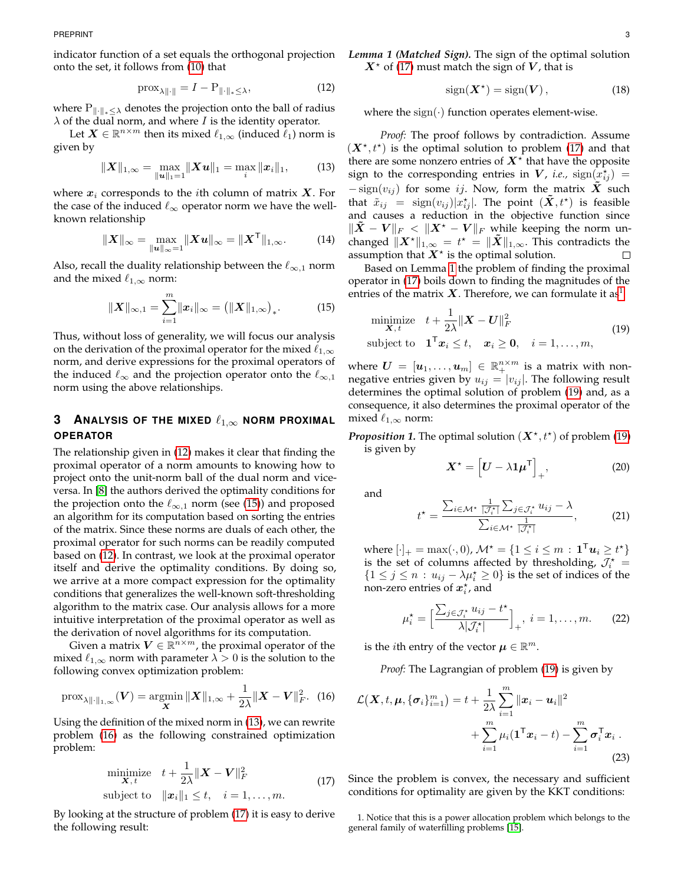indicator function of a set equals the orthogonal projection onto the set, it follows from (10) that

$$\mathrm{prox}_{\lambda\|\cdot\|} = I - \mathrm{P}_{\|\cdot\|_* \leq \lambda}, \tag{12}$$

where $\mathrm{P}_{\|\cdot\|_* \leq \lambda}$ denotes the projection onto the ball of radius $\lambda$ of the dual norm, and where $I$ is the identity operator.

Let $\boldsymbol{X} \in \mathbb{R}^{n\times m}$ then its mixed $\ell_{1,\infty}$ (induced $\ell_1$) norm is given by

$$\|\boldsymbol{X}\|_{1,\infty} = \max_{\|\boldsymbol{u}\|_1=1} \|\boldsymbol{X}\boldsymbol{u}\|_1 = \max_i \|\boldsymbol{x}_i\|_1, \tag{13}$$

where $\boldsymbol{x}_i$ corresponds to the $i$th column of matrix $\boldsymbol{X}$. For the case of the induced $\ell_\infty$ operator norm we have the well-known relationship

$$\|\boldsymbol{X}\|_\infty = \max_{\|\boldsymbol{u}\|_\infty=1} \|\boldsymbol{X}\boldsymbol{u}\|_\infty = \|\boldsymbol{X}^\mathsf{T}\|_{1,\infty}. \tag{14}$$

Also, recall the duality relationship between the $\ell_{\infty,1}$ norm and the mixed $\ell_{1,\infty}$ norm:

$$\|\boldsymbol{X}\|_{\infty,1} = \sum_{i=1}^{m} \|\boldsymbol{x}_i\|_\infty = \left(\|\boldsymbol{X}\|_{1,\infty}\right)_*. \tag{15}$$

Thus, without loss of generality, we will focus our analysis on the derivation of the proximal operator for the mixed $\ell_{1,\infty}$ norm, and derive expressions for the proximal operators of the induced $\ell_\infty$ and the projection operator onto the $\ell_{\infty,1}$ norm using the above relationships.

## 3 Analysis of the Mixed $\ell_{1,\infty}$ Norm Proximal Operator

The relationship given in (12) makes it clear that finding the proximal operator of a norm amounts to knowing how to project onto the unit-norm ball of the dual norm and vice-versa. In [8] the authors derived the optimality conditions for the projection onto the $\ell_{\infty,1}$ norm (see (15)) and proposed an algorithm for its computation based on sorting the entries of the matrix. Since these norms are duals of each other, the proximal operator for such norms can be readily computed based on (12). In contrast, we look at the proximal operator itself and derive the optimality conditions. By doing so, we arrive at a more compact expression for the optimality conditions that generalizes the well-known soft-thresholding algorithm to the matrix case. Our analysis allows for a more intuitive interpretation of the proximal operator as well as the derivation of novel algorithms for its computation.

Given a matrix $\boldsymbol{V} \in \mathbb{R}^{n\times m}$, the proximal operator of the mixed $\ell_{1,\infty}$ norm with parameter $\lambda > 0$ is the solution to the following convex optimization problem:

$$\mathrm{prox}_{\lambda\|\cdot\|_{1,\infty}}(\boldsymbol{V}) = \operatorname*{argmin}_{\boldsymbol{X}} \|\boldsymbol{X}\|_{1,\infty} + \frac{1}{2\lambda}\|\boldsymbol{X}-\boldsymbol{V}\|_F^2. \tag{16}$$

Using the definition of the mixed norm in (13), we can rewrite problem (16) as the following constrained optimization problem:

$$\begin{aligned} \underset{\boldsymbol{X},t}{\text{minimize}} \quad & t + \frac{1}{2\lambda}\|\boldsymbol{X}-\boldsymbol{V}\|_F^2 \\ \text{subject to} \quad & \|\boldsymbol{x}_i\|_1 \leq t, \quad i=1,\dots,m. \end{aligned} \tag{17}$$

By looking at the structure of problem (17) it is easy to derive the following result:

***Lemma 1 (Matched Sign).*** The sign of the optimal solution $\boldsymbol{X}^\star$ of (17) must match the sign of $\boldsymbol{V}$, that is

$$\mathrm{sign}(\boldsymbol{X}^\star) = \mathrm{sign}(\boldsymbol{V}), \tag{18}$$

where the $\mathrm{sign}(\cdot)$ function operates element-wise.

*Proof:* The proof follows by contradiction. Assume $(\boldsymbol{X}^\star, t^\star)$ is the optimal solution to problem (17) and that there are some nonzero entries of $\boldsymbol{X}^\star$ that have the opposite sign to the corresponding entries in $\boldsymbol{V}$, *i.e.*, $\mathrm{sign}(x^\star_{ij}) = -\mathrm{sign}(v_{ij})$ for some $ij$. Now, form the matrix $\tilde{\boldsymbol{X}}$ such that $\tilde{x}_{ij} = \mathrm{sign}(v_{ij})|x^\star_{ij}|$. The point $(\tilde{\boldsymbol{X}}, t^\star)$ is feasible and causes a reduction in the objective function since $\|\tilde{\boldsymbol{X}} - \boldsymbol{V}\|_F < \|\boldsymbol{X}^\star - \boldsymbol{V}\|_F$ while keeping the norm unchanged $\|\boldsymbol{X}^\star\|_{1,\infty} = t^\star = \|\tilde{\boldsymbol{X}}\|_{1,\infty}$. This contradicts the assumption that $\boldsymbol{X}^\star$ is the optimal solution. ∎

Based on Lemma 1 the problem of finding the proximal operator in (17) boils down to finding the magnitudes of the entries of the matrix $\boldsymbol{X}$. Therefore, we can formulate it as[1]

$$\begin{aligned} \underset{\boldsymbol{X},t}{\text{minimize}} \quad & t + \frac{1}{2\lambda}\|\boldsymbol{X}-\boldsymbol{U}\|_F^2 \\ \text{subject to} \quad & \mathbf{1}^\mathsf{T}\boldsymbol{x}_i \leq t, \quad \boldsymbol{x}_i \geq \mathbf{0}, \quad i=1,\dots,m, \end{aligned} \tag{19}$$

where $\boldsymbol{U} = [\boldsymbol{u}_1, \dots, \boldsymbol{u}_m] \in \mathbb{R}_+^{n\times m}$ is a matrix with non-negative entries given by $u_{ij} = |v_{ij}|$. The following result determines the optimal solution of problem (19) and, as a consequence, it also determines the proximal operator of the mixed $\ell_{1,\infty}$ norm:

***Proposition 1.*** The optimal solution $(\boldsymbol{X}^\star, t^\star)$ of problem (19) is given by

$$\boldsymbol{X}^\star = \left[\boldsymbol{U} - \lambda \mathbf{1}\boldsymbol{\mu}^\mathsf{T}\right]_+, \tag{20}$$

and

$$t^\star = \frac{\sum_{i\in\mathcal{M}^\star} \frac{1}{|\mathcal{J}_i^\star|}\sum_{j\in\mathcal{J}_i^\star} u_{ij} - \lambda}{\sum_{i\in\mathcal{M}^\star} \frac{1}{|\mathcal{J}_i^\star|}}, \tag{21}$$

where $[\cdot]_+ = \max(\cdot, 0)$, $\mathcal{M}^\star = \{1 \leq i \leq m : \mathbf{1}^\mathsf{T}\boldsymbol{u}_i \geq t^\star\}$ is the set of columns affected by thresholding, $\mathcal{J}_i^\star = \{1 \leq j \leq n : u_{ij} - \lambda\mu_i^\star \geq 0\}$ is the set of indices of the non-zero entries of $\boldsymbol{x}_i^\star$, and

$$\mu_i^\star = \left[\frac{\sum_{j\in\mathcal{J}_i^\star} u_{ij} - t^\star}{\lambda|\mathcal{J}_i^\star|}\right]_+, \; i=1,\dots,m. \tag{22}$$

is the $i$th entry of the vector $\boldsymbol{\mu} \in \mathbb{R}^m$.

*Proof:* The Lagrangian of problem (19) is given by

$$\begin{aligned} \mathcal{L}(\boldsymbol{X}, t, \boldsymbol{\mu}, \{\boldsymbol{\sigma}_i\}_{i=1}^m) = t &+ \frac{1}{2\lambda}\sum_{i=1}^m \|\boldsymbol{x}_i - \boldsymbol{u}_i\|^2 \\ &+ \sum_{i=1}^m \mu_i(\mathbf{1}^\mathsf{T}\boldsymbol{x}_i - t) - \sum_{i=1}^m \boldsymbol{\sigma}_i^\mathsf{T}\boldsymbol{x}_i \,. \end{aligned} \tag{23}$$

Since the problem is convex, the necessary and sufficient conditions for optimality are given by the KKT conditions:

1. Notice that this is a power allocation problem which belongs to the general family of waterfilling problems [15].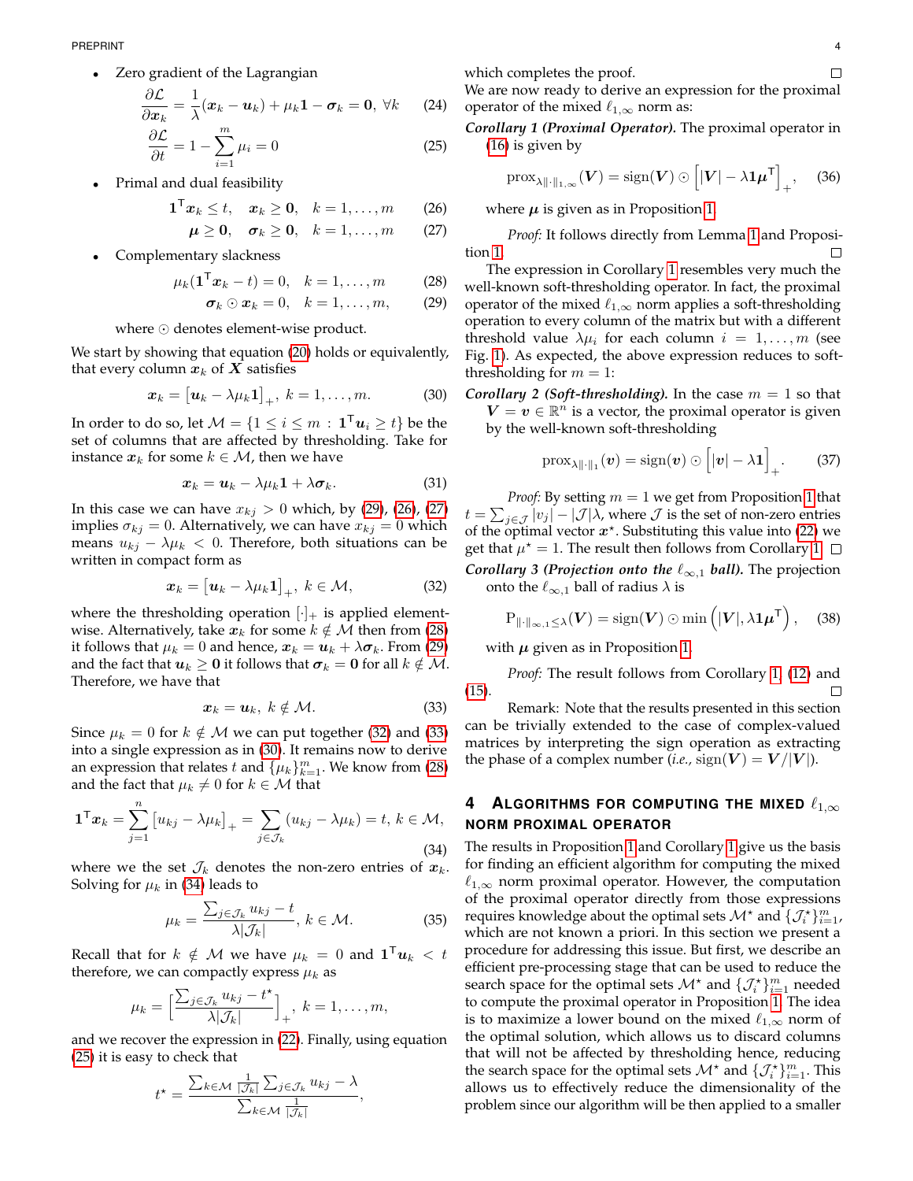- Zero gradient of the Lagrangian

$$\frac{\partial \mathcal{L}}{\partial \boldsymbol{x}_k} = \frac{1}{\lambda}(\boldsymbol{x}_k - \boldsymbol{u}_k) + \mu_k \mathbf{1} - \boldsymbol{\sigma}_k = \mathbf{0},\ \forall k \tag{24}$$

$$\frac{\partial \mathcal{L}}{\partial t} = 1 - \sum_{i=1}^{m} \mu_i = 0 \tag{25}$$

- Primal and dual feasibility

$$\mathbf{1}^{\mathsf{T}} \boldsymbol{x}_k \leq t, \quad \boldsymbol{x}_k \geq \mathbf{0}, \quad k = 1, \ldots, m \tag{26}$$

$$\boldsymbol{\mu} \geq \mathbf{0}, \quad \boldsymbol{\sigma}_k \geq \mathbf{0}, \quad k = 1, \ldots, m \tag{27}$$

- Complementary slackness

$$\mu_k(\mathbf{1}^{\mathsf{T}} \boldsymbol{x}_k - t) = 0, \quad k = 1, \ldots, m \tag{28}$$

$$\boldsymbol{\sigma}_k \odot \boldsymbol{x}_k = 0, \quad k = 1, \ldots, m, \tag{29}$$

where $\odot$ denotes element-wise product.

We start by showing that equation (20) holds or equivalently, that every column $\boldsymbol{x}_k$ of $\boldsymbol{X}$ satisfies

$$\boldsymbol{x}_k = \left[\boldsymbol{u}_k - \lambda \mu_k \mathbf{1}\right]_+,\ k = 1, \ldots, m. \tag{30}$$

In order to do so, let $\mathcal{M} = \{1 \leq i \leq m : \mathbf{1}^{\mathsf{T}} \boldsymbol{u}_i \geq t\}$ be the set of columns that are affected by thresholding. Take for instance $\boldsymbol{x}_k$ for some $k \in \mathcal{M}$, then we have

$$\boldsymbol{x}_k = \boldsymbol{u}_k - \lambda \mu_k \mathbf{1} + \lambda \boldsymbol{\sigma}_k. \tag{31}$$

In this case we can have $x_{kj} > 0$ which, by (29), (26), (27) implies $\sigma_{kj} = 0$. Alternatively, we can have $x_{kj} = 0$ which means $u_{kj} - \lambda \mu_k < 0$. Therefore, both situations can be written in compact form as

$$\boldsymbol{x}_k = \left[\boldsymbol{u}_k - \lambda \mu_k \mathbf{1}\right]_+,\ k \in \mathcal{M}, \tag{32}$$

where the thresholding operation $[\cdot]_+$ is applied element-wise. Alternatively, take $\boldsymbol{x}_k$ for some $k \notin \mathcal{M}$ then from (28) it follows that $\mu_k = 0$ and hence, $\boldsymbol{x}_k = \boldsymbol{u}_k + \lambda \boldsymbol{\sigma}_k$. From (29) and the fact that $\boldsymbol{u}_k \geq \mathbf{0}$ it follows that $\boldsymbol{\sigma}_k = \mathbf{0}$ for all $k \notin \mathcal{M}$. Therefore, we have that

$$\boldsymbol{x}_k = \boldsymbol{u}_k,\ k \notin \mathcal{M}. \tag{33}$$

Since $\mu_k = 0$ for $k \notin \mathcal{M}$ we can put together (32) and (33) into a single expression as in (30). It remains now to derive an expression that relates $t$ and $\{\mu_k\}_{k=1}^m$. We know from (28) and the fact that $\mu_k \neq 0$ for $k \in \mathcal{M}$ that

$$\mathbf{1}^{\mathsf{T}} \boldsymbol{x}_k = \sum_{j=1}^{n} \left[u_{kj} - \lambda \mu_k\right]_+ = \sum_{j \in \mathcal{J}_k} (u_{kj} - \lambda \mu_k) = t,\ k \in \mathcal{M}, \tag{34}$$

where we the set $\mathcal{J}_k$ denotes the non-zero entries of $\boldsymbol{x}_k$. Solving for $\mu_k$ in (34) leads to

$$\mu_k = \frac{\sum_{j \in \mathcal{J}_k} u_{kj} - t}{\lambda |\mathcal{J}_k|},\ k \in \mathcal{M}. \tag{35}$$

Recall that for $k \notin \mathcal{M}$ we have $\mu_k = 0$ and $\mathbf{1}^{\mathsf{T}} \boldsymbol{u}_k < t$ therefore, we can compactly express $\mu_k$ as

$$\mu_k = \Big[\frac{\sum_{j \in \mathcal{J}_k} u_{kj} - t^\star}{\lambda |\mathcal{J}_k|}\Big]_+,\ k = 1, \ldots, m,$$

and we recover the expression in (22). Finally, using equation (25) it is easy to check that

$$t^\star = \frac{\sum_{k \in \mathcal{M}} \frac{1}{|\mathcal{J}_k|} \sum_{j \in \mathcal{J}_k} u_{kj} - \lambda}{\sum_{k \in \mathcal{M}} \frac{1}{|\mathcal{J}_k|}},$$

which completes the proof. $\square$

We are now ready to derive an expression for the proximal operator of the mixed $\ell_{1,\infty}$ norm as:

***Corollary 1 (Proximal Operator).*** The proximal operator in (16) is given by

$$\operatorname{prox}_{\lambda \|\cdot\|_{1,\infty}}(\boldsymbol{V}) = \operatorname{sign}(\boldsymbol{V}) \odot \left[|\boldsymbol{V}| - \lambda \mathbf{1} \boldsymbol{\mu}^{\mathsf{T}}\right]_+, \tag{36}$$

where $\boldsymbol{\mu}$ is given as in Proposition 1.

*Proof:* It follows directly from Lemma 1 and Proposition 1. $\square$

The expression in Corollary 1 resembles very much the well-known soft-thresholding operator. In fact, the proximal operator of the mixed $\ell_{1,\infty}$ norm applies a soft-thresholding operation to every column of the matrix but with a different threshold value $\lambda \mu_i$ for each column $i = 1, \ldots, m$ (see Fig. 1). As expected, the above expression reduces to soft-thresholding for $m = 1$:

***Corollary 2 (Soft-thresholding).*** In the case $m = 1$ so that $\boldsymbol{V} = \boldsymbol{v} \in \mathbb{R}^n$ is a vector, the proximal operator is given by the well-known soft-thresholding

$$\operatorname{prox}_{\lambda \|\cdot\|_1}(\boldsymbol{v}) = \operatorname{sign}(\boldsymbol{v}) \odot \left[|\boldsymbol{v}| - \lambda \mathbf{1}\right]_+. \tag{37}$$

*Proof:* By setting $m = 1$ we get from Proposition 1 that $t = \sum_{j \in \mathcal{J}} |v_j| - |\mathcal{J}|\lambda$, where $\mathcal{J}$ is the set of non-zero entries of the optimal vector $\boldsymbol{x}^\star$. Substituting this value into (22) we get that $\mu^\star = 1$. The result then follows from Corollary 1. $\square$

***Corollary 3 (Projection onto the $\ell_{\infty,1}$ ball).*** The projection onto the $\ell_{\infty,1}$ ball of radius $\lambda$ is

$$\mathrm{P}_{\|\cdot\|_{\infty,1} \leq \lambda}(\boldsymbol{V}) = \operatorname{sign}(\boldsymbol{V}) \odot \min\left(|\boldsymbol{V}|, \lambda \mathbf{1} \boldsymbol{\mu}^{\mathsf{T}}\right), \tag{38}$$

with $\boldsymbol{\mu}$ given as in Proposition 1.

*Proof:* The result follows from Corollary 1, (12) and (15). $\square$

Remark: Note that the results presented in this section can be trivially extended to the case of complex-valued matrices by interpreting the sign operation as extracting the phase of a complex number (*i.e.*, $\operatorname{sign}(\boldsymbol{V}) = \boldsymbol{V}/|\boldsymbol{V}|$).

## 4 Algorithms for Computing the Mixed $\ell_{1,\infty}$ Norm Proximal Operator

The results in Proposition 1 and Corollary 1 give us the basis for finding an efficient algorithm for computing the mixed $\ell_{1,\infty}$ norm proximal operator. However, the computation of the proximal operator directly from those expressions requires knowledge about the optimal sets $\mathcal{M}^\star$ and $\{\mathcal{J}_i^\star\}_{i=1}^m$, which are not known a priori. In this section we present a procedure for addressing this issue. But first, we describe an efficient pre-processing stage that can be used to reduce the search space for the optimal sets $\mathcal{M}^\star$ and $\{\mathcal{J}_i^\star\}_{i=1}^m$ needed to compute the proximal operator in Proposition 1. The idea is to maximize a lower bound on the mixed $\ell_{1,\infty}$ norm of the optimal solution, which allows us to discard columns that will not be affected by thresholding hence, reducing the search space for the optimal sets $\mathcal{M}^\star$ and $\{\mathcal{J}_i^\star\}_{i=1}^m$. This allows us to effectively reduce the dimensionality of the problem since our algorithm will be then applied to a smaller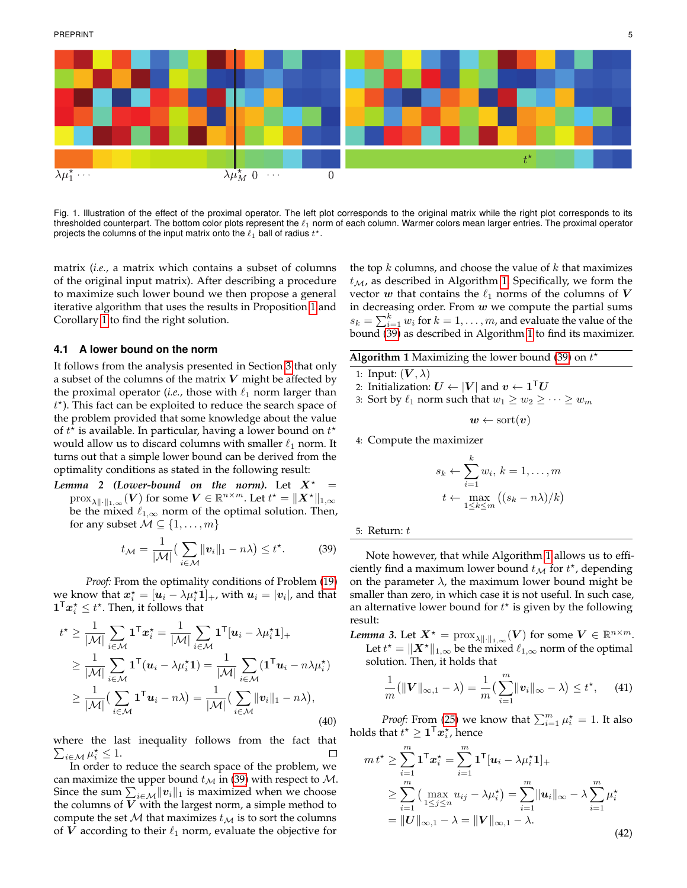Fig. 1. Illustration of the effect of the proximal operator. The left plot corresponds to the original matrix while the right plot corresponds to its thresholded counterpart. The bottom color plots represent the $\ell_1$ norm of each column. Warmer colors mean larger entries. The proximal operator projects the columns of the input matrix onto the $\ell_1$ ball of radius $t^\star$.

matrix (*i.e.,* a matrix which contains a subset of columns of the original input matrix). After describing a procedure to maximize such lower bound we then propose a general iterative algorithm that uses the results in Proposition 1 and Corollary 1 to find the right solution.

### 4.1 A lower bound on the norm

It follows from the analysis presented in Section 3 that only a subset of the columns of the matrix $\boldsymbol{V}$ might be affected by the proximal operator (*i.e.,* those with $\ell_1$ norm larger than $t^\star$). This fact can be exploited to reduce the search space of the problem provided that some knowledge about the value of $t^\star$ is available. In particular, having a lower bound on $t^\star$ would allow us to discard columns with smaller $\ell_1$ norm. It turns out that a simple lower bound can be derived from the optimality conditions as stated in the following result:

***Lemma 2 (Lower-bound on the norm).*** Let $\boldsymbol{X}^\star = \operatorname{prox}_{\lambda\|\cdot\|_{1,\infty}}(\boldsymbol{V})$ for some $\boldsymbol{V} \in \mathbb{R}^{n\times m}$. Let $t^\star = \|\boldsymbol{X}^\star\|_{1,\infty}$ be the mixed $\ell_{1,\infty}$ norm of the optimal solution. Then, for any subset $\mathcal{M} \subseteq \{1,\dots,m\}$

$$t_{\mathcal{M}} = \frac{1}{|\mathcal{M}|}\Big(\sum_{i\in\mathcal{M}}\|\boldsymbol{v}_i\|_1 - n\lambda\Big) \le t^\star. \tag{39}$$

*Proof:* From the optimality conditions of Problem (19) we know that $\boldsymbol{x}_i^\star = [\boldsymbol{u}_i - \lambda\mu_i^\star\boldsymbol{1}]_+$, with $\boldsymbol{u}_i = |\boldsymbol{v}_i|$, and that $\boldsymbol{1}^\mathsf{T}\boldsymbol{x}_i^\star \le t^\star$. Then, it follows that

$$\begin{aligned}
t^\star &\ge \frac{1}{|\mathcal{M}|}\sum_{i\in\mathcal{M}}\boldsymbol{1}^\mathsf{T}\boldsymbol{x}_i^\star = \frac{1}{|\mathcal{M}|}\sum_{i\in\mathcal{M}}\boldsymbol{1}^\mathsf{T}[\boldsymbol{u}_i - \lambda\mu_i^\star\boldsymbol{1}]_+\\
&\ge \frac{1}{|\mathcal{M}|}\sum_{i\in\mathcal{M}}\boldsymbol{1}^\mathsf{T}(\boldsymbol{u}_i - \lambda\mu_i^\star\boldsymbol{1}) = \frac{1}{|\mathcal{M}|}\sum_{i\in\mathcal{M}}(\boldsymbol{1}^\mathsf{T}\boldsymbol{u}_i - n\lambda\mu_i^\star)\\
&\ge \frac{1}{|\mathcal{M}|}\Big(\sum_{i\in\mathcal{M}}\boldsymbol{1}^\mathsf{T}\boldsymbol{u}_i - n\lambda\Big) = \frac{1}{|\mathcal{M}|}\Big(\sum_{i\in\mathcal{M}}\|\boldsymbol{v}_i\|_1 - n\lambda\Big),
\end{aligned} \tag{40}$$

where the last inequality follows from the fact that $\sum_{i\in\mathcal{M}}\mu_i^\star \le 1$. ∎

In order to reduce the search space of the problem, we can maximize the upper bound $t_{\mathcal{M}}$ in (39) with respect to $\mathcal{M}$. Since the sum $\sum_{i\in\mathcal{M}}\|\boldsymbol{v}_i\|_1$ is maximized when we choose the columns of $\boldsymbol{V}$ with the largest norm, a simple method to compute the set $\mathcal{M}$ that maximizes $t_{\mathcal{M}}$ is to sort the columns of $\boldsymbol{V}$ according to their $\ell_1$ norm, evaluate the objective for the top $k$ columns, and choose the value of $k$ that maximizes $t_{\mathcal{M}}$, as described in Algorithm 1. Specifically, we form the vector $\boldsymbol{w}$ that contains the $\ell_1$ norms of the columns of $\boldsymbol{V}$ in decreasing order. From $\boldsymbol{w}$ we compute the partial sums $s_k = \sum_{i=1}^k w_i$ for $k = 1,\dots,m$, and evaluate the value of the bound (39) as described in Algorithm 1 to find its maximizer.

**Algorithm 1** Maximizing the lower bound (39) on $t^\star$

1: Input: $(\boldsymbol{V}, \lambda)$
2: Initialization: $\boldsymbol{U} \leftarrow |\boldsymbol{V}|$ and $\boldsymbol{v} \leftarrow \boldsymbol{1}^\mathsf{T}\boldsymbol{U}$
3: Sort by $\ell_1$ norm such that $w_1 \ge w_2 \ge \cdots \ge w_m$

$$\boldsymbol{w} \leftarrow \operatorname{sort}(\boldsymbol{v})$$

4: Compute the maximizer

$$s_k \leftarrow \sum_{i=1}^{k} w_i,\ k = 1,\dots,m$$
$$t \leftarrow \max_{1\le k\le m}\ \big((s_k - n\lambda)/k\big)$$

5: Return: $t$

Note however, that while Algorithm 1 allows us to efficiently find a maximum lower bound $t_{\mathcal{M}}$ for $t^\star$, depending on the parameter $\lambda$, the maximum lower bound might be smaller than zero, in which case it is not useful. In such case, an alternative lower bound for $t^\star$ is given by the following result:

***Lemma 3.*** Let $\boldsymbol{X}^\star = \operatorname{prox}_{\lambda\|\cdot\|_{1,\infty}}(\boldsymbol{V})$ for some $\boldsymbol{V} \in \mathbb{R}^{n\times m}$. Let $t^\star = \|\boldsymbol{X}^\star\|_{1,\infty}$ be the mixed $\ell_{1,\infty}$ norm of the optimal solution. Then, it holds that

$$\frac{1}{m}\big(\|\boldsymbol{V}\|_{\infty,1} - \lambda\big) = \frac{1}{m}\Big(\sum_{i=1}^{m}\|\boldsymbol{v}_i\|_\infty - \lambda\Big) \le t^\star, \tag{41}$$

*Proof:* From (25) we know that $\sum_{i=1}^m \mu_i^\star = 1$. It also holds that $t^\star \ge \boldsymbol{1}^\mathsf{T}\boldsymbol{x}_i^\star$, hence

$$\begin{aligned}
m\,t^\star &\ge \sum_{i=1}^{m}\boldsymbol{1}^\mathsf{T}\boldsymbol{x}_i^\star = \sum_{i=1}^{m}\boldsymbol{1}^\mathsf{T}[\boldsymbol{u}_i - \lambda\mu_i^\star\boldsymbol{1}]_+\\
&\ge \sum_{i=1}^{m}\big(\max_{1\le j\le n} u_{ij} - \lambda\mu_i^\star\big) = \sum_{i=1}^{m}\|\boldsymbol{u}_i\|_\infty - \lambda\sum_{i=1}^{m}\mu_i^\star\\
&= \|\boldsymbol{U}\|_{\infty,1} - \lambda = \|\boldsymbol{V}\|_{\infty,1} - \lambda.
\end{aligned} \tag{42}$$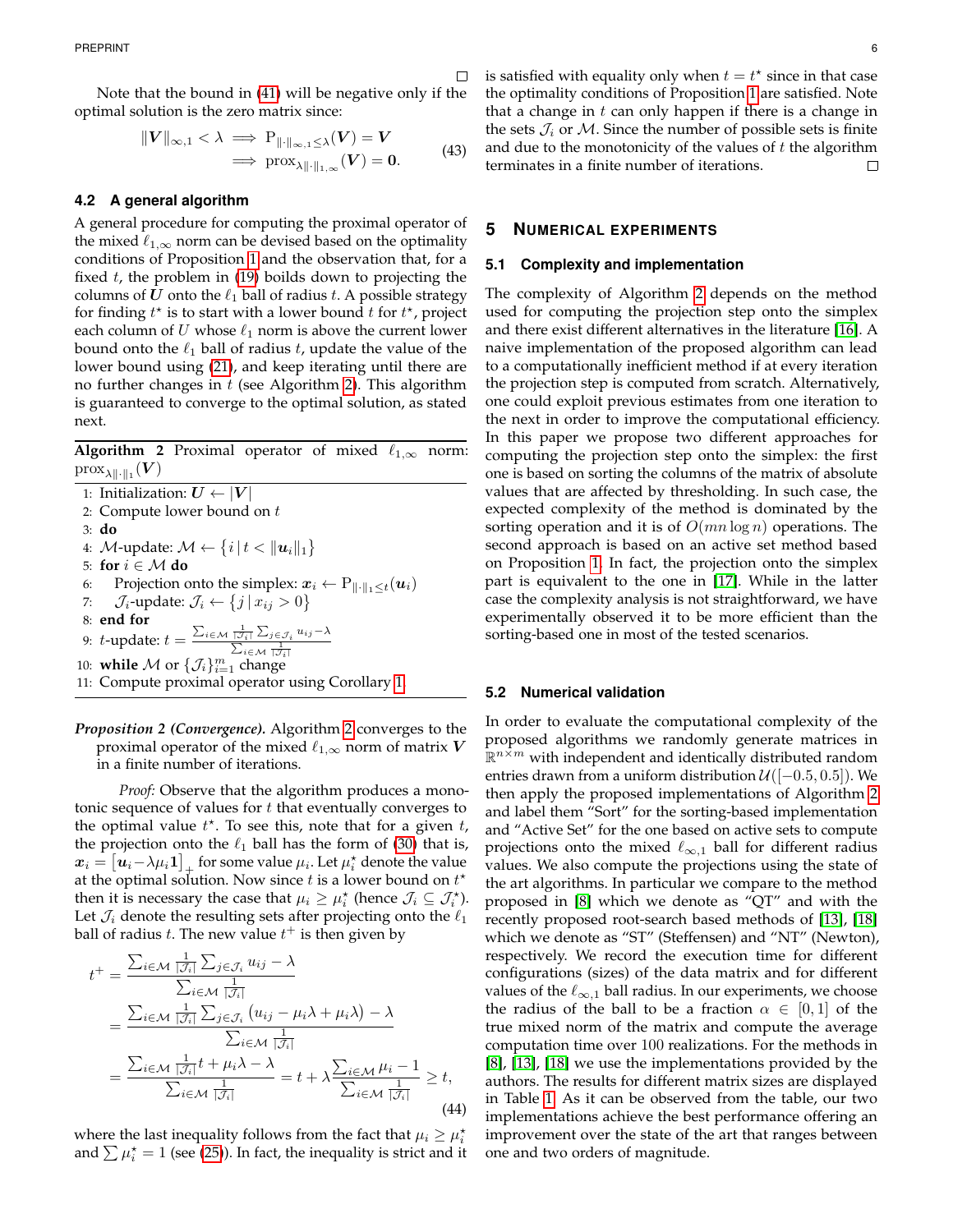□

Note that the bound in (41) will be negative only if the optimal solution is the zero matrix since:

$$\|\boldsymbol{V}\|_{\infty,1} < \lambda \implies \mathrm{P}_{\|\cdot\|_{\infty,1}\leq\lambda}(\boldsymbol{V}) = \boldsymbol{V} \implies \mathrm{prox}_{\lambda\|\cdot\|_{1,\infty}}(\boldsymbol{V}) = \boldsymbol{0}. \tag{43}$$

### 4.2 A general algorithm

A general procedure for computing the proximal operator of the mixed $\ell_{1,\infty}$ norm can be devised based on the optimality conditions of Proposition 1 and the observation that, for a fixed $t$, the problem in (19) boilds down to projecting the columns of $\boldsymbol{U}$ onto the $\ell_1$ ball of radius $t$. A possible strategy for finding $t^\star$ is to start with a lower bound $t$ for $t^\star$, project each column of $U$ whose $\ell_1$ norm is above the current lower bound onto the $\ell_1$ ball of radius $t$, update the value of the lower bound using (21), and keep iterating until there are no further changes in $t$ (see Algorithm 2). This algorithm is guaranteed to converge to the optimal solution, as stated next.

**Algorithm 2** Proximal operator of mixed $\ell_{1,\infty}$ norm: $\mathrm{prox}_{\lambda\|\cdot\|_1}(\boldsymbol{V})$

1: Initialization: $\boldsymbol{U} \leftarrow |\boldsymbol{V}|$
2: Compute lower bound on $t$
3: **do**
4: $\mathcal{M}$-update: $\mathcal{M} \leftarrow \{i \,|\, t < \|\boldsymbol{u}_i\|_1\}$
5: **for** $i \in \mathcal{M}$ **do**
6: Projection onto the simplex: $\boldsymbol{x}_i \leftarrow \mathrm{P}_{\|\cdot\|_1\leq t}(\boldsymbol{u}_i)$
7: $\mathcal{J}_i$-update: $\mathcal{J}_i \leftarrow \{j \,|\, x_{ij} > 0\}$
8: **end for**
9: $t$-update: $t = \frac{\sum_{i\in\mathcal{M}} \frac{1}{|\mathcal{J}_i|}\sum_{j\in\mathcal{J}_i} u_{ij} - \lambda}{\sum_{i\in\mathcal{M}}\frac{1}{|\mathcal{J}_i|}}$
10: **while** $\mathcal{M}$ or $\{\mathcal{J}_i\}_{i=1}^m$ change
11: Compute proximal operator using Corollary 1.

***Proposition 2 (Convergence).*** Algorithm 2 converges to the proximal operator of the mixed $\ell_{1,\infty}$ norm of matrix $\boldsymbol{V}$ in a finite number of iterations.

*Proof:* Observe that the algorithm produces a monotonic sequence of values for $t$ that eventually converges to the optimal value $t^\star$. To see this, note that for a given $t$, the projection onto the $\ell_1$ ball has the form of (30) that is, $\boldsymbol{x}_i = \left[\boldsymbol{u}_i - \lambda\mu_i\boldsymbol{1}\right]_+$ for some value $\mu_i$. Let $\mu_i^\star$ denote the value at the optimal solution. Now since $t$ is a lower bound on $t^\star$ then it is necessary the case that $\mu_i \geq \mu_i^\star$ (hence $\mathcal{J}_i \subseteq \mathcal{J}_i^\star$). Let $\mathcal{J}_i$ denote the resulting sets after projecting onto the $\ell_1$ ball of radius $t$. The new value $t^+$ is then given by

$$\begin{aligned} t^+ &= \frac{\sum_{i\in\mathcal{M}}\frac{1}{|\mathcal{J}_i|}\sum_{j\in\mathcal{J}_i} u_{ij} - \lambda}{\sum_{i\in\mathcal{M}}\frac{1}{|\mathcal{J}_i|}} \\ &= \frac{\sum_{i\in\mathcal{M}}\frac{1}{|\mathcal{J}_i|}\sum_{j\in\mathcal{J}_i}\left(u_{ij} - \mu_i\lambda + \mu_i\lambda\right) - \lambda}{\sum_{i\in\mathcal{M}}\frac{1}{|\mathcal{J}_i|}} \\ &= \frac{\sum_{i\in\mathcal{M}}\frac{1}{|\mathcal{J}_i|}t + \mu_i\lambda - \lambda}{\sum_{i\in\mathcal{M}}\frac{1}{|\mathcal{J}_i|}} = t + \lambda\frac{\sum_{i\in\mathcal{M}}\mu_i - 1}{\sum_{i\in\mathcal{M}}\frac{1}{|\mathcal{J}_i|}} \geq t, \end{aligned} \tag{44}$$

where the last inequality follows from the fact that $\mu_i \geq \mu_i^\star$ and $\sum \mu_i^\star = 1$ (see (25)). In fact, the inequality is strict and it is satisfied with equality only when $t = t^\star$ since in that case the optimality conditions of Proposition 1 are satisfied. Note that a change in $t$ can only happen if there is a change in the sets $\mathcal{J}_i$ or $\mathcal{M}$. Since the number of possible sets is finite and due to the monotonicity of the values of $t$ the algorithm terminates in a finite number of iterations. □

## 5 Numerical experiments

### 5.1 Complexity and implementation

The complexity of Algorithm 2 depends on the method used for computing the projection step onto the simplex and there exist different alternatives in the literature [16]. A naive implementation of the proposed algorithm can lead to a computationally inefficient method if at every iteration the projection step is computed from scratch. Alternatively, one could exploit previous estimates from one iteration to the next in order to improve the computational efficiency. In this paper we propose two different approaches for computing the projection step onto the simplex: the first one is based on sorting the columns of the matrix of absolute values that are affected by thresholding. In such case, the expected complexity of the method is dominated by the sorting operation and it is of $O(mn\log n)$ operations. The second approach is based on an active set method based on Proposition 1. In fact, the projection onto the simplex part is equivalent to the one in [17]. While in the latter case the complexity analysis is not straightforward, we have experimentally observed it to be more efficient than the sorting-based one in most of the tested scenarios.

### 5.2 Numerical validation

In order to evaluate the computational complexity of the proposed algorithms we randomly generate matrices in $\mathbb{R}^{n\times m}$ with independent and identically distributed random entries drawn from a uniform distribution $\mathcal{U}([-0.5, 0.5])$. We then apply the proposed implementations of Algorithm 2 and label them "Sort" for the sorting-based implementation and "Active Set" for the one based on active sets to compute projections onto the mixed $\ell_{\infty,1}$ ball for different radius values. We also compute the projections using the state of the art algorithms. In particular we compare to the method proposed in [8] which we denote as "QT" and with the recently proposed root-search based methods of [13], [18] which we denote as "ST" (Steffensen) and "NT" (Newton), respectively. We record the execution time for different configurations (sizes) of the data matrix and for different values of the $\ell_{\infty,1}$ ball radius. In our experiments, we choose the radius of the ball to be a fraction $\alpha \in [0, 1]$ of the true mixed norm of the matrix and compute the average computation time over 100 realizations. For the methods in [8], [13], [18] we use the implementations provided by the authors. The results for different matrix sizes are displayed in Table 1. As it can be observed from the table, our two implementations achieve the best performance offering an improvement over the state of the art that ranges between one and two orders of magnitude.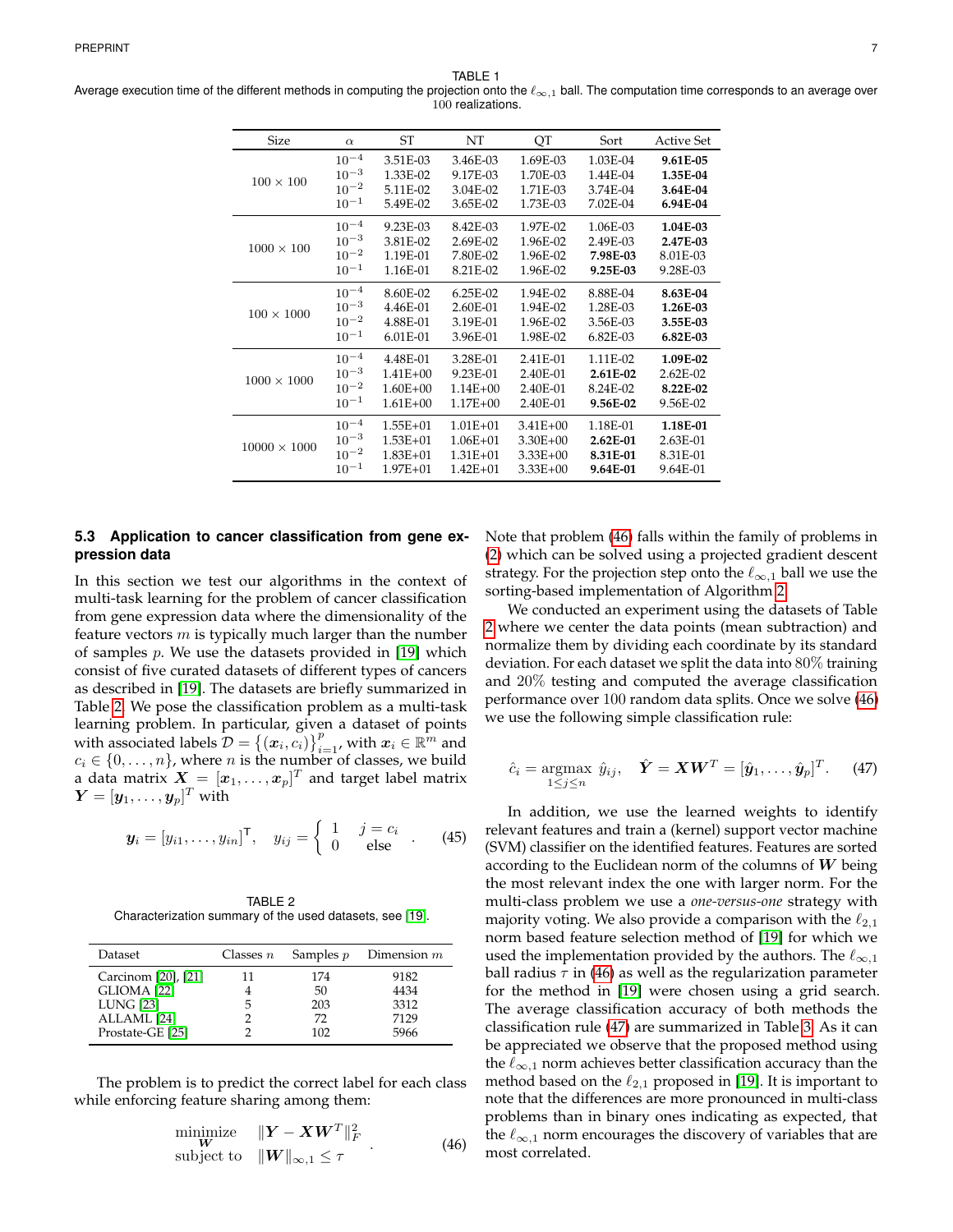TABLE 1
Average execution time of the different methods in computing the projection onto the $\ell_{\infty,1}$ ball. The computation time corresponds to an average over 100 realizations.

| Size | $\alpha$ | ST | NT | QT | Sort | Active Set |
|---|---|---|---|---|---|---|
| $100 \times 100$ | $10^{-4}$ | 3.51E-03 | 3.46E-03 | 1.69E-03 | 1.03E-04 | **9.61E-05** |
| | $10^{-3}$ | 1.33E-02 | 9.17E-03 | 1.70E-03 | 1.44E-04 | **1.35E-04** |
| | $10^{-2}$ | 5.11E-02 | 3.04E-02 | 1.71E-03 | 3.74E-04 | **3.64E-04** |
| | $10^{-1}$ | 5.49E-02 | 3.65E-02 | 1.73E-03 | 7.02E-04 | **6.94E-04** |
| $1000 \times 100$ | $10^{-4}$ | 9.23E-03 | 8.42E-03 | 1.97E-02 | 1.06E-03 | **1.04E-03** |
| | $10^{-3}$ | 3.81E-02 | 2.69E-02 | 1.96E-02 | 2.49E-03 | **2.47E-03** |
| | $10^{-2}$ | 1.19E-01 | 7.80E-02 | 1.96E-02 | **7.98E-03** | 8.01E-03 |
| | $10^{-1}$ | 1.16E-01 | 8.21E-02 | 1.96E-02 | **9.25E-03** | 9.28E-03 |
| $100 \times 1000$ | $10^{-4}$ | 8.60E-02 | 6.25E-02 | 1.94E-02 | 8.88E-04 | **8.63E-04** |
| | $10^{-3}$ | 4.46E-01 | 2.60E-01 | 1.94E-02 | 1.28E-03 | **1.26E-03** |
| | $10^{-2}$ | 4.88E-01 | 3.19E-01 | 1.96E-02 | 3.56E-03 | **3.55E-03** |
| | $10^{-1}$ | 6.01E-01 | 3.96E-01 | 1.98E-02 | 6.82E-03 | **6.82E-03** |
| $1000 \times 1000$ | $10^{-4}$ | 4.48E-01 | 3.28E-01 | 2.41E-01 | 1.11E-02 | **1.09E-02** |
| | $10^{-3}$ | 1.41E+00 | 9.23E-01 | 2.40E-01 | **2.61E-02** | 2.62E-02 |
| | $10^{-2}$ | 1.60E+00 | 1.14E+00 | 2.40E-01 | 8.24E-02 | **8.22E-02** |
| | $10^{-1}$ | 1.61E+00 | 1.17E+00 | 2.40E-01 | **9.56E-02** | 9.56E-02 |
| $10000 \times 1000$ | $10^{-4}$ | 1.55E+01 | 1.01E+01 | 3.41E+00 | 1.18E-01 | **1.18E-01** |
| | $10^{-3}$ | 1.53E+01 | 1.06E+01 | 3.30E+00 | **2.62E-01** | 2.63E-01 |
| | $10^{-2}$ | 1.83E+01 | 1.31E+01 | 3.33E+00 | **8.31E-01** | 8.31E-01 |
| | $10^{-1}$ | 1.97E+01 | 1.42E+01 | 3.33E+00 | **9.64E-01** | 9.64E-01 |

### 5.3 Application to cancer classification from gene expression data

In this section we test our algorithms in the context of multi-task learning for the problem of cancer classification from gene expression data where the dimensionality of the feature vectors $m$ is typically much larger than the number of samples $p$. We use the datasets provided in [19] which consist of five curated datasets of different types of cancers as described in [19]. The datasets are briefly summarized in Table 2. We pose the classification problem as a multi-task learning problem. In particular, given a dataset of points with associated labels $\mathcal{D} = \{(\boldsymbol{x}_i, c_i)\}_{i=1}^{p}$, with $\boldsymbol{x}_i \in \mathbb{R}^m$ and $c_i \in \{0, \ldots, n\}$, where $n$ is the number of classes, we build a data matrix $\boldsymbol{X} = [\boldsymbol{x}_1, \ldots, \boldsymbol{x}_p]^T$ and target label matrix $\boldsymbol{Y} = [\boldsymbol{y}_1, \ldots, \boldsymbol{y}_p]^T$ with

$$\boldsymbol{y}_i = [y_{i1}, \ldots, y_{in}]^\mathsf{T}, \quad y_{ij} = \begin{cases} 1 & j = c_i \\ 0 & \text{else} \end{cases} . \tag{45}$$

TABLE 2
Characterization summary of the used datasets, see [19].

| Dataset | Classes $n$ | Samples $p$ | Dimension $m$ |
|---|---|---|---|
| Carcinom [20], [21] | 11 | 174 | 9182 |
| GLIOMA [22] | 4 | 50 | 4434 |
| LUNG [23] | 5 | 203 | 3312 |
| ALLAML [24] | 2 | 72 | 7129 |
| Prostate-GE [25] | 2 | 102 | 5966 |

The problem is to predict the correct label for each class while enforcing feature sharing among them:

$$\begin{array}{ll} \underset{\boldsymbol{W}}{\text{minimize}} & \|\boldsymbol{Y} - \boldsymbol{X}\boldsymbol{W}^T\|_F^2 \\ \text{subject to} & \|\boldsymbol{W}\|_{\infty,1} \leq \tau \end{array} . \tag{46}$$

Note that problem (46) falls within the family of problems in (2) which can be solved using a projected gradient descent strategy. For the projection step onto the $\ell_{\infty,1}$ ball we use the sorting-based implementation of Algorithm 2.

We conducted an experiment using the datasets of Table 2 where we center the data points (mean subtraction) and normalize them by dividing each coordinate by its standard deviation. For each dataset we split the data into 80% training and 20% testing and computed the average classification performance over 100 random data splits. Once we solve (46) we use the following simple classification rule:

$$\hat{c}_i = \underset{1 \leq j \leq n}{\text{argmax}} \ \hat{y}_{ij}, \quad \hat{\boldsymbol{Y}} = \boldsymbol{X}\boldsymbol{W}^T = [\hat{\boldsymbol{y}}_1, \ldots, \hat{\boldsymbol{y}}_p]^T. \tag{47}$$

In addition, we use the learned weights to identify relevant features and train a (kernel) support vector machine (SVM) classifier on the identified features. Features are sorted according to the Euclidean norm of the columns of $\boldsymbol{W}$ being the most relevant index the one with larger norm. For the multi-class problem we use a *one-versus-one* strategy with majority voting. We also provide a comparison with the $\ell_{2,1}$ norm based feature selection method of [19] for which we used the implementation provided by the authors. The $\ell_{\infty,1}$ ball radius $\tau$ in (46) as well as the regularization parameter for the method in [19] were chosen using a grid search. The average classification accuracy of both methods the classification rule (47) are summarized in Table 3. As it can be appreciated we observe that the proposed method using the $\ell_{\infty,1}$ norm achieves better classification accuracy than the method based on the $\ell_{2,1}$ proposed in [19]. It is important to note that the differences are more pronounced in multi-class problems than in binary ones indicating as expected, that the $\ell_{\infty,1}$ norm encourages the discovery of variables that are most correlated.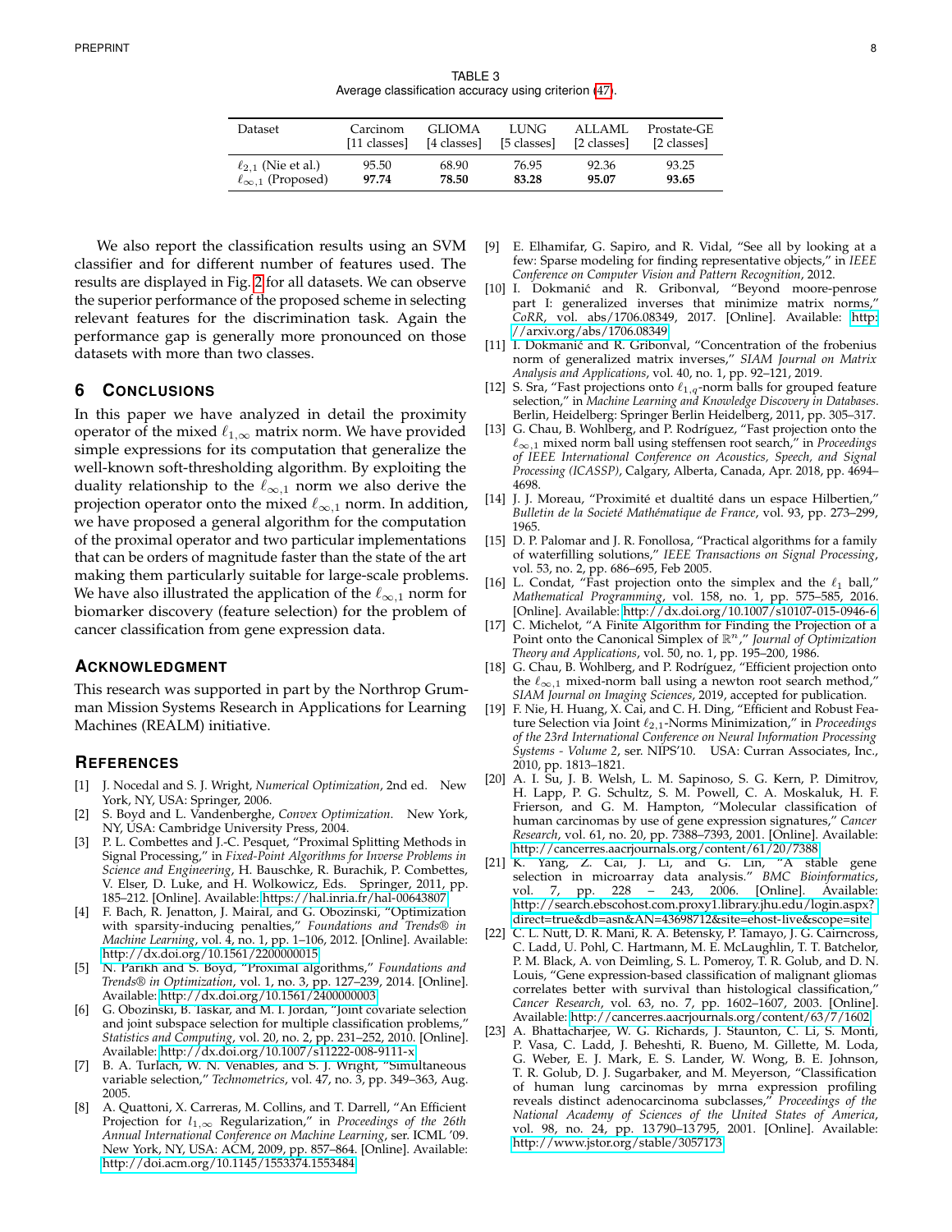TABLE 3
Average classification accuracy using criterion (47).

| Dataset | Carcinom [11 classes] | GLIOMA [4 classes] | LUNG [5 classes] | ALLAML [2 classes] | Prostate-GE [2 classes] |
|---|---|---|---|---|---|
| $\ell_{2,1}$ (Nie et al.) | 95.50 | 68.90 | 76.95 | 92.36 | 93.25 |
| $\ell_{\infty,1}$ (Proposed) | **97.74** | **78.50** | **83.28** | **95.07** | **93.65** |

We also report the classification results using an SVM classifier and for different number of features used. The results are displayed in Fig. 2 for all datasets. We can observe the superior performance of the proposed scheme in selecting relevant features for the discrimination task. Again the performance gap is generally more pronounced on those datasets with more than two classes.

## 6 Conclusions

In this paper we have analyzed in detail the proximity operator of the mixed $\ell_{1,\infty}$ matrix norm. We have provided simple expressions for its computation that generalize the well-known soft-thresholding algorithm. By exploiting the duality relationship to the $\ell_{\infty,1}$ norm we also derive the projection operator onto the mixed $\ell_{\infty,1}$ norm. In addition, we have proposed a general algorithm for the computation of the proximal operator and two particular implementations that can be orders of magnitude faster than the state of the art making them particularly suitable for large-scale problems. We have also illustrated the application of the $\ell_{\infty,1}$ norm for biomarker discovery (feature selection) for the problem of cancer classification from gene expression data.

## Acknowledgment

This research was supported in part by the Northrop Grumman Mission Systems Research in Applications for Learning Machines (REALM) initiative.

## References

[1] J. Nocedal and S. J. Wright, *Numerical Optimization*, 2nd ed. New York, NY, USA: Springer, 2006.

[2] S. Boyd and L. Vandenberghe, *Convex Optimization*. New York, NY, USA: Cambridge University Press, 2004.

[3] P. L. Combettes and J.-C. Pesquet, "Proximal Splitting Methods in Signal Processing," in *Fixed-Point Algorithms for Inverse Problems in Science and Engineering*, H. Bauschke, R. Burachik, P. Combettes, V. Elser, D. Luke, and H. Wolkowicz, Eds. Springer, 2011, pp. 185–212. [Online]. Available: https://hal.inria.fr/hal-00643807

[4] F. Bach, R. Jenatton, J. Mairal, and G. Obozinski, "Optimization with sparsity-inducing penalties," *Foundations and Trends® in Machine Learning*, vol. 4, no. 1, pp. 1–106, 2012. [Online]. Available: http://dx.doi.org/10.1561/2200000015

[5] N. Parikh and S. Boyd, "Proximal algorithms," *Foundations and Trends® in Optimization*, vol. 1, no. 3, pp. 127–239, 2014. [Online]. Available: http://dx.doi.org/10.1561/2400000003

[6] G. Obozinski, B. Taskar, and M. I. Jordan, "Joint covariate selection and joint subspace selection for multiple classification problems," *Statistics and Computing*, vol. 20, no. 2, pp. 231–252, 2010. [Online]. Available: http://dx.doi.org/10.1007/s11222-008-9111-x

[7] B. A. Turlach, W. N. Venables, and S. J. Wright, "Simultaneous variable selection," *Technometrics*, vol. 47, no. 3, pp. 349–363, Aug. 2005.

[8] A. Quattoni, X. Carreras, M. Collins, and T. Darrell, "An Efficient Projection for $l_{1,\infty}$ Regularization," in *Proceedings of the 26th Annual International Conference on Machine Learning*, ser. ICML '09. New York, NY, USA: ACM, 2009, pp. 857–864. [Online]. Available: http://doi.acm.org/10.1145/1553374.1553484

[9] E. Elhamifar, G. Sapiro, and R. Vidal, "See all by looking at a few: Sparse modeling for finding representative objects," in *IEEE Conference on Computer Vision and Pattern Recognition*, 2012.

[10] I. Dokmanić and R. Gribonval, "Beyond moore-penrose part I: generalized inverses that minimize matrix norms," *CoRR*, vol. abs/1706.08349, 2017. [Online]. Available: http://arxiv.org/abs/1706.08349

[11] I. Dokmanić and R. Gribonval, "Concentration of the frobenius norm of generalized matrix inverses," *SIAM Journal on Matrix Analysis and Applications*, vol. 40, no. 1, pp. 92–121, 2019.

[12] S. Sra, "Fast projections onto $\ell_{1,q}$-norm balls for grouped feature selection," in *Machine Learning and Knowledge Discovery in Databases*. Berlin, Heidelberg: Springer Berlin Heidelberg, 2011, pp. 305–317.

[13] G. Chau, B. Wohlberg, and P. Rodríguez, "Fast projection onto the $\ell_{\infty,1}$ mixed norm ball using steffensen root search," in *Proceedings of IEEE International Conference on Acoustics, Speech, and Signal Processing (ICASSP)*, Calgary, Alberta, Canada, Apr. 2018, pp. 4694–4698.

[14] J. J. Moreau, "Proximité et dualtité dans un espace Hilbertien," *Bulletin de la Societé Mathématique de France*, vol. 93, pp. 273–299, 1965.

[15] D. P. Palomar and J. R. Fonollosa, "Practical algorithms for a family of waterfilling solutions," *IEEE Transactions on Signal Processing*, vol. 53, no. 2, pp. 686–695, Feb 2005.

[16] L. Condat, "Fast projection onto the simplex and the $\ell_1$ ball," *Mathematical Programming*, vol. 158, no. 1, pp. 575–585, 2016. [Online]. Available: http://dx.doi.org/10.1007/s10107-015-0946-6

[17] C. Michelot, "A Finite Algorithm for Finding the Projection of a Point onto the Canonical Simplex of $\mathbb{R}^n$," *Journal of Optimization Theory and Applications*, vol. 50, no. 1, pp. 195–200, 1986.

[18] G. Chau, B. Wohlberg, and P. Rodríguez, "Efficient projection onto the $\ell_{\infty,1}$ mixed-norm ball using a newton root search method," *SIAM Journal on Imaging Sciences*, 2019, accepted for publication.

[19] F. Nie, H. Huang, X. Cai, and C. H. Ding, "Efficient and Robust Feature Selection via Joint $\ell_{2,1}$-Norms Minimization," in *Proceedings of the 23rd International Conference on Neural Information Processing Systems - Volume 2*, ser. NIPS'10. USA: Curran Associates, Inc., 2010, pp. 1813–1821.

[20] A. I. Su, J. B. Welsh, L. M. Sapinoso, S. G. Kern, P. Dimitrov, H. Lapp, P. G. Schultz, S. M. Powell, C. A. Moskaluk, H. F. Frierson, and G. M. Hampton, "Molecular classification of human carcinomas by use of gene expression signatures," *Cancer Research*, vol. 61, no. 20, pp. 7388–7393, 2001. [Online]. Available: http://cancerres.aacrjournals.org/content/61/20/7388

[21] K. Yang, Z. Cai, J. Li, and G. Lin, "A stable gene selection in microarray data analysis." *BMC Bioinformatics*, vol. 7, pp. 228 – 243, 2006. [Online]. Available: http://search.ebscohost.com.proxy1.library.jhu.edu/login.aspx?direct=true&db=asn&AN=43698712&site=ehost-live&scope=site

[22] C. L. Nutt, D. R. Mani, R. A. Betensky, P. Tamayo, J. G. Cairncross, C. Ladd, U. Pohl, C. Hartmann, M. E. McLaughlin, T. T. Batchelor, P. M. Black, A. von Deimling, S. L. Pomeroy, T. R. Golub, and D. N. Louis, "Gene expression-based classification of malignant gliomas correlates better with survival than histological classification," *Cancer Research*, vol. 63, no. 7, pp. 1602–1607, 2003. [Online]. Available: http://cancerres.aacrjournals.org/content/63/7/1602

[23] A. Bhattacharjee, W. G. Richards, J. Staunton, C. Li, S. Monti, P. Vasa, C. Ladd, J. Beheshti, R. Bueno, M. Gillette, M. Loda, G. Weber, E. J. Mark, E. S. Lander, W. Wong, B. E. Johnson, T. R. Golub, D. J. Sugarbaker, and M. Meyerson, "Classification of human lung carcinomas by mrna expression profiling reveals distinct adenocarcinoma subclasses," *Proceedings of the National Academy of Sciences of the United States of America*, vol. 98, no. 24, pp. 13 790–13 795, 2001. [Online]. Available: http://www.jstor.org/stable/3057173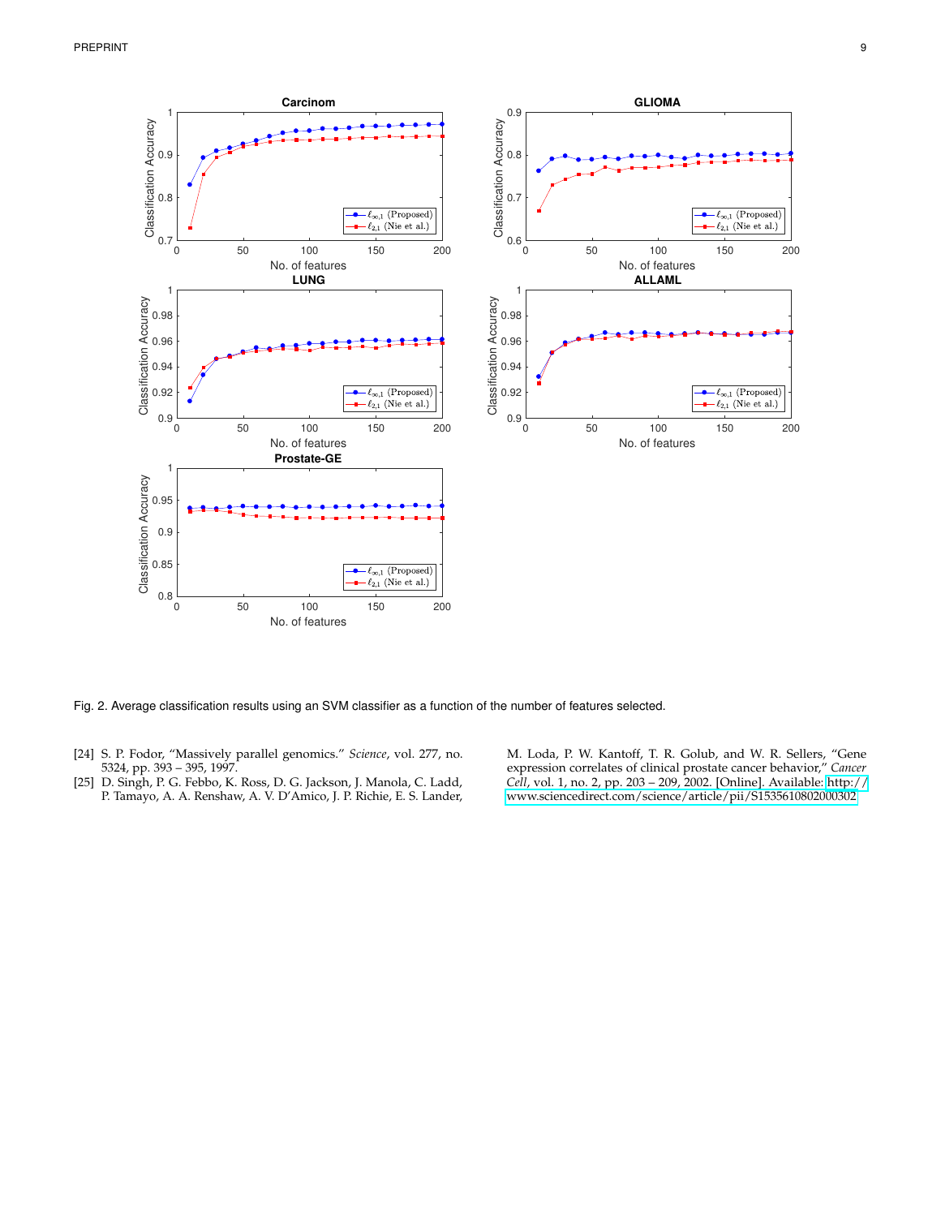Carcinom

Classification Accuracy

1
0.9
0.8
0.7

0
50
100
150
200

No. of features

$\ell_{\infty,1}$ (Proposed)
$\ell_{2,1}$ (Nie et al.)

GLIOMA

Classification Accuracy

0.9
0.8
0.7
0.6

0
50
100
150
200

No. of features

$\ell_{\infty,1}$ (Proposed)
$\ell_{2,1}$ (Nie et al.)

LUNG

Classification Accuracy

1
0.98
0.96
0.94
0.92
0.9

0
50
100
150
200

No. of features

$\ell_{\infty,1}$ (Proposed)
$\ell_{2,1}$ (Nie et al.)

ALLAML

Classification Accuracy

1
0.98
0.96
0.94
0.92
0.9

0
50
100
150
200

No. of features

$\ell_{\infty,1}$ (Proposed)
$\ell_{2,1}$ (Nie et al.)

Prostate-GE

Classification Accuracy

1
0.95
0.9
0.85
0.8

0
50
100
150
200

No. of features

$\ell_{\infty,1}$ (Proposed)
$\ell_{2,1}$ (Nie et al.)

Fig. 2. Average classification results using an SVM classifier as a function of the number of features selected.

[24] S. P. Fodor, "Massively parallel genomics." *Science*, vol. 277, no. 5324, pp. 393 – 395, 1997.

[25] D. Singh, P. G. Febbo, K. Ross, D. G. Jackson, J. Manola, C. Ladd, P. Tamayo, A. A. Renshaw, A. V. D'Amico, J. P. Richie, E. S. Lander, M. Loda, P. W. Kantoff, T. R. Golub, and W. R. Sellers, "Gene expression correlates of clinical prostate cancer behavior," *Cancer Cell*, vol. 1, no. 2, pp. 203 – 209, 2002. [Online]. Available: http://www.sciencedirect.com/science/article/pii/S1535610802000302